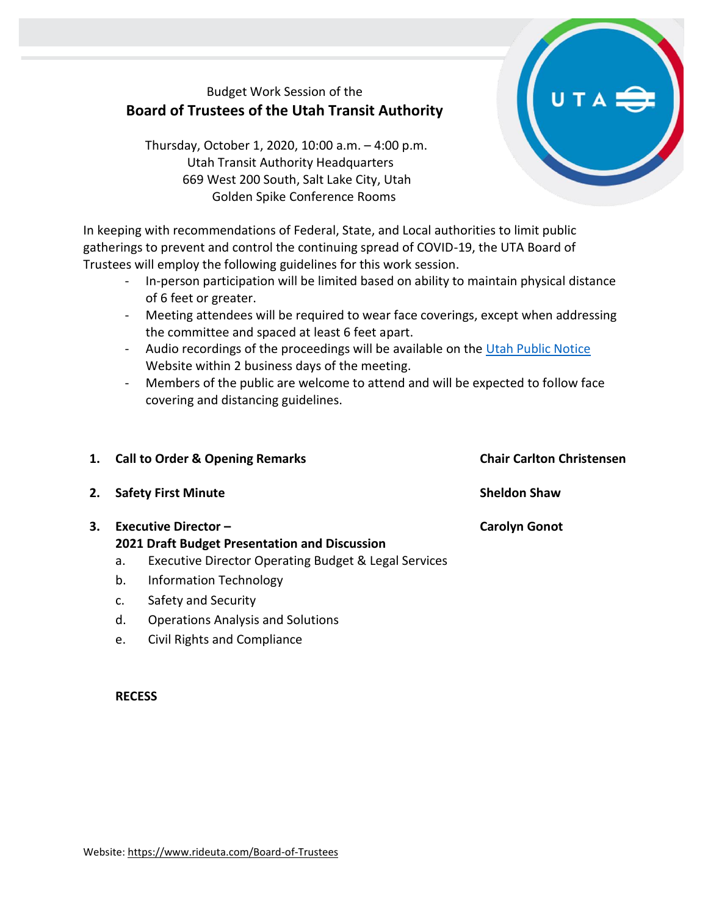Budget Work Session of the

# Board of Trustees of the Utah Transit Authority

Thursday, October 1, 2020, 10:00 a.m. – 4:00 p.m.
Utah Transit Authority Headquarters
669 West 200 South, Salt Lake City, Utah
Golden Spike Conference Rooms

In keeping with recommendations of Federal, State, and Local authorities to limit public gatherings to prevent and control the continuing spread of COVID-19, the UTA Board of Trustees will employ the following guidelines for this work session.

- In-person participation will be limited based on ability to maintain physical distance of 6 feet or greater.
- Meeting attendees will be required to wear face coverings, except when addressing the committee and spaced at least 6 feet apart.
- Audio recordings of the proceedings will be available on the Utah Public Notice Website within 2 business days of the meeting.
- Members of the public are welcome to attend and will be expected to follow face covering and distancing guidelines.

1. **Call to Order & Opening Remarks** — **Chair Carlton Christensen**
2. **Safety First Minute** — **Sheldon Shaw**
3. **Executive Director – 2021 Draft Budget Presentation and Discussion** — **Carolyn Gonot**
   a. Executive Director Operating Budget & Legal Services
   b. Information Technology
   c. Safety and Security
   d. Operations Analysis and Solutions
   e. Civil Rights and Compliance

**RECESS**

Website: https://www.rideuta.com/Board-of-Trustees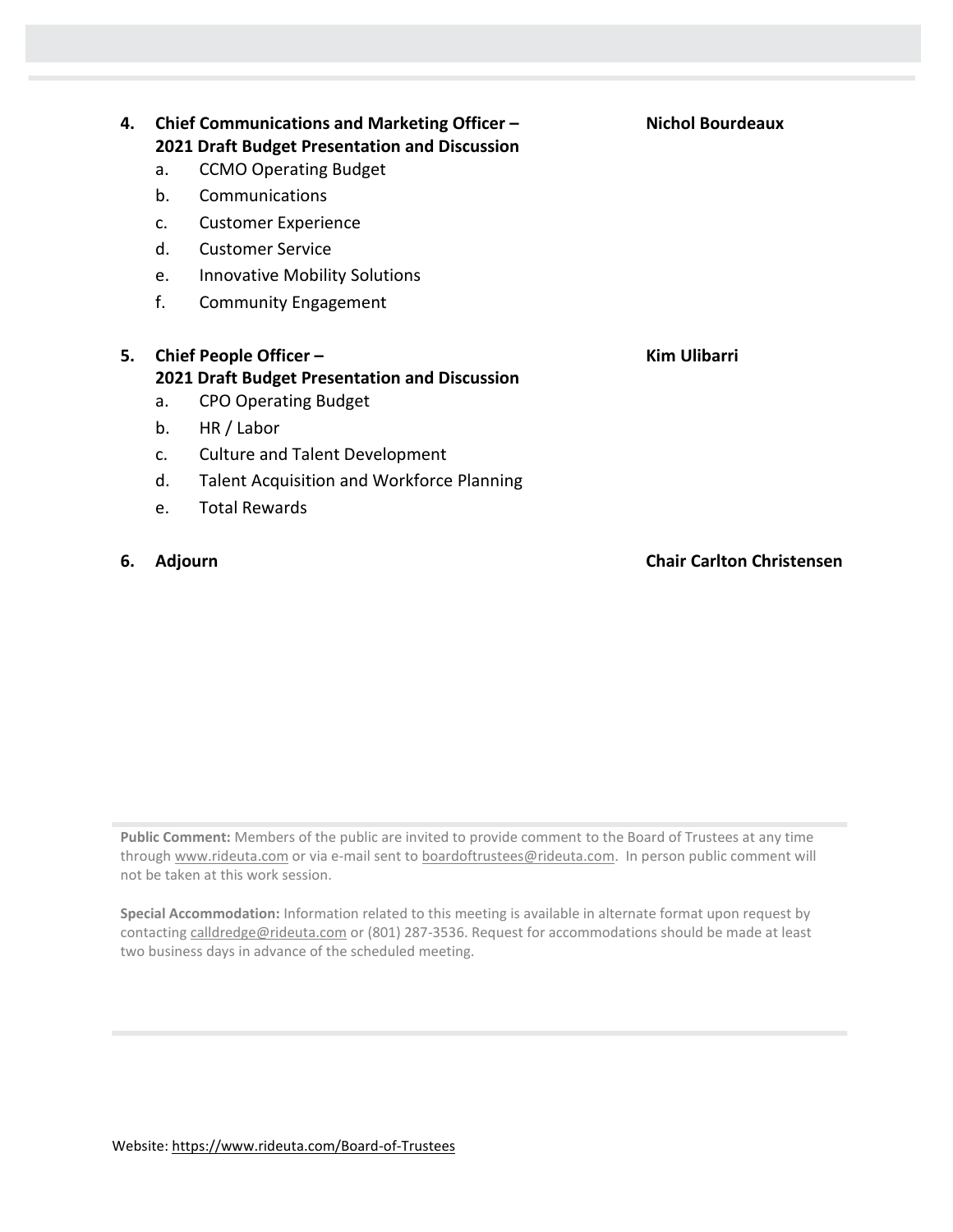**4. Chief Communications and Marketing Officer – 2021 Draft Budget Presentation and Discussion** — **Nichol Bourdeaux**

a. CCMO Operating Budget
b. Communications
c. Customer Experience
d. Customer Service
e. Innovative Mobility Solutions
f. Community Engagement

**5. Chief People Officer – 2021 Draft Budget Presentation and Discussion** — **Kim Ulibarri**

a. CPO Operating Budget
b. HR / Labor
c. Culture and Talent Development
d. Talent Acquisition and Workforce Planning
e. Total Rewards

**6. Adjourn** — **Chair Carlton Christensen**

**Public Comment:** Members of the public are invited to provide comment to the Board of Trustees at any time through www.rideuta.com or via e-mail sent to boardoftrustees@rideuta.com. In person public comment will not be taken at this work session.

**Special Accommodation:** Information related to this meeting is available in alternate format upon request by contacting calldredge@rideuta.com or (801) 287-3536. Request for accommodations should be made at least two business days in advance of the scheduled meeting.

Website: https://www.rideuta.com/Board-of-Trustees